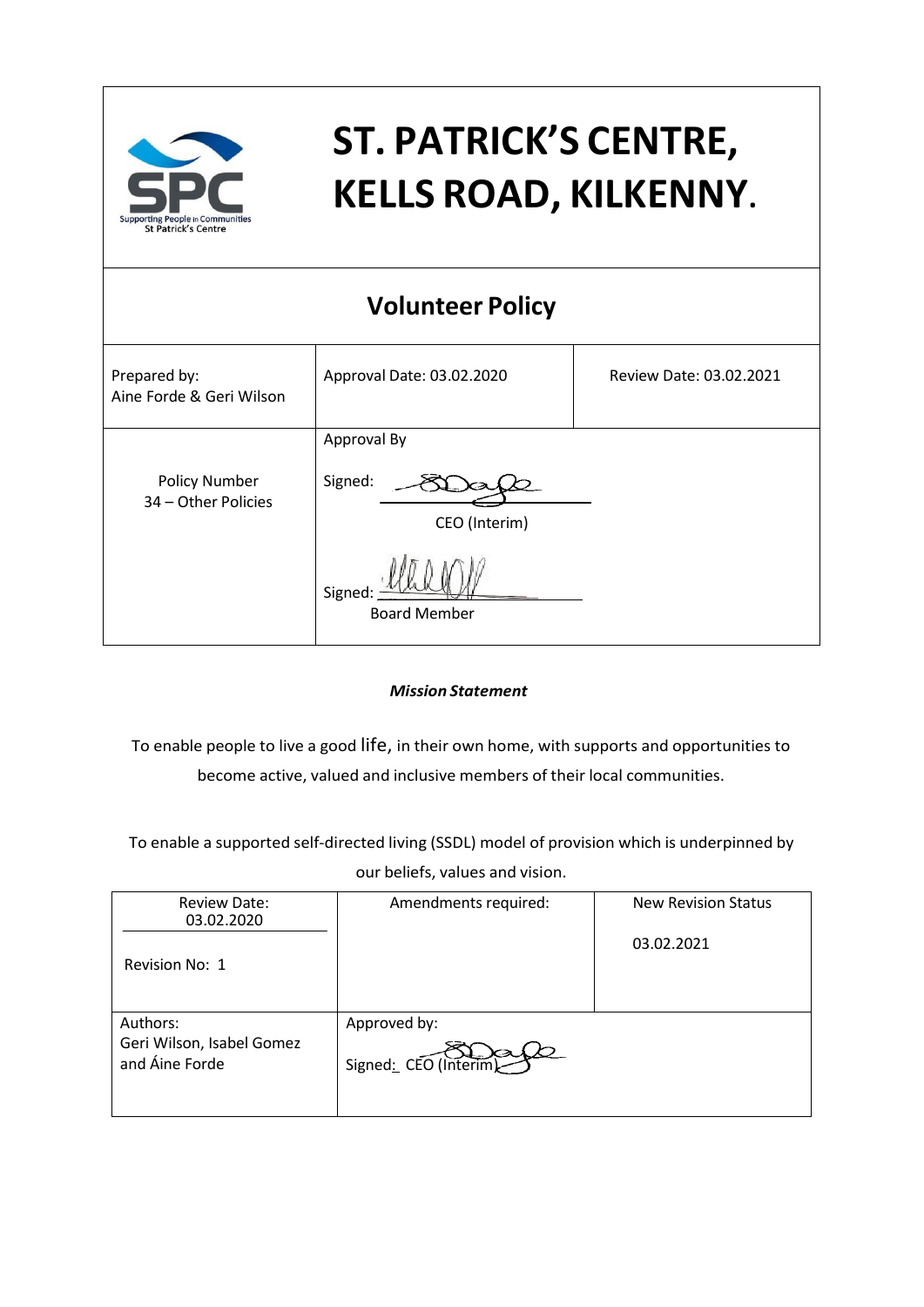# ST. PATRICK'S CENTRE, KELLS ROAD, KILKENNY.

## Volunteer Policy

| Prepared by: Aine Forde & Geri Wilson | Approval Date: 03.02.2020 | Review Date: 03.02.2021 |
|---|---|---|
| Policy Number 34 – Other Policies | Approval By<br>Signed:<br>CEO (Interim)<br>Signed:<br>Board Member | |

***Mission Statement***

To enable people to live a good life, in their own home, with supports and opportunities to become active, valued and inclusive members of their local communities.

To enable a supported self-directed living (SSDL) model of provision which is underpinned by our beliefs, values and vision.

| Review Date: 03.02.2020<br>Revision No: 1 | Amendments required: | New Revision Status<br>03.02.2021 |
|---|---|---|
| Authors: Geri Wilson, Isabel Gomez and Áine Forde | Approved by:<br>Signed: CEO (Interim) | |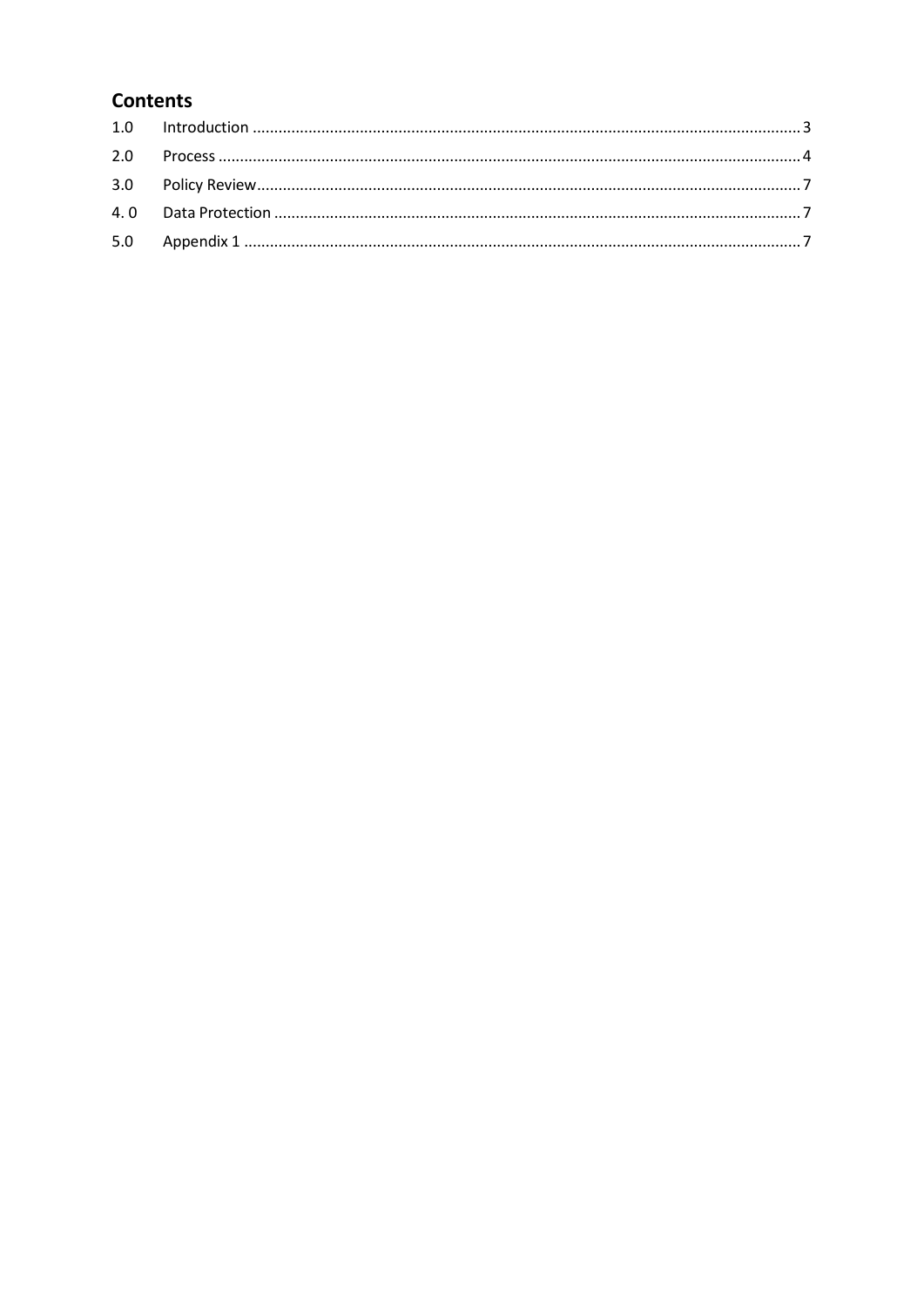## Contents

| | | |
|---|---|---|
| 1.0 | Introduction | 3 |
| 2.0 | Process | 4 |
| 3.0 | Policy Review | 7 |
| 4. 0 | Data Protection | 7 |
| 5.0 | Appendix 1 | 7 |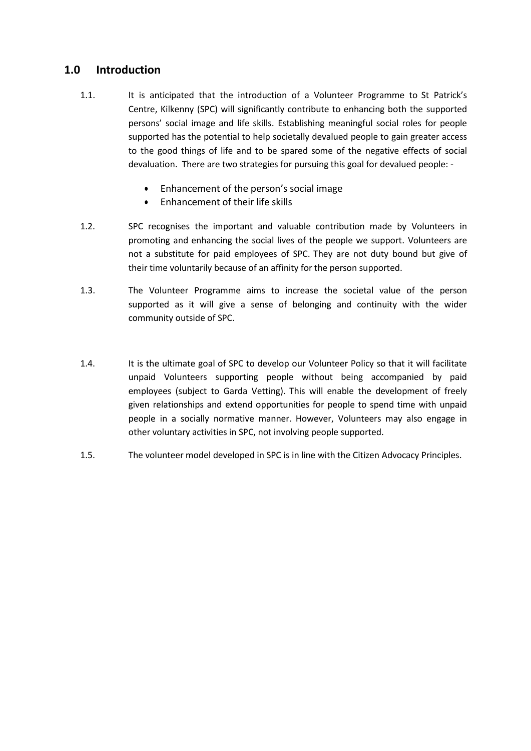## 1.0 Introduction

1.1. It is anticipated that the introduction of a Volunteer Programme to St Patrick's Centre, Kilkenny (SPC) will significantly contribute to enhancing both the supported persons' social image and life skills. Establishing meaningful social roles for people supported has the potential to help societally devalued people to gain greater access to the good things of life and to be spared some of the negative effects of social devaluation. There are two strategies for pursuing this goal for devalued people: -

- Enhancement of the person's social image
- Enhancement of their life skills

1.2. SPC recognises the important and valuable contribution made by Volunteers in promoting and enhancing the social lives of the people we support. Volunteers are not a substitute for paid employees of SPC. They are not duty bound but give of their time voluntarily because of an affinity for the person supported.

1.3. The Volunteer Programme aims to increase the societal value of the person supported as it will give a sense of belonging and continuity with the wider community outside of SPC.

1.4. It is the ultimate goal of SPC to develop our Volunteer Policy so that it will facilitate unpaid Volunteers supporting people without being accompanied by paid employees (subject to Garda Vetting). This will enable the development of freely given relationships and extend opportunities for people to spend time with unpaid people in a socially normative manner. However, Volunteers may also engage in other voluntary activities in SPC, not involving people supported.

1.5. The volunteer model developed in SPC is in line with the Citizen Advocacy Principles.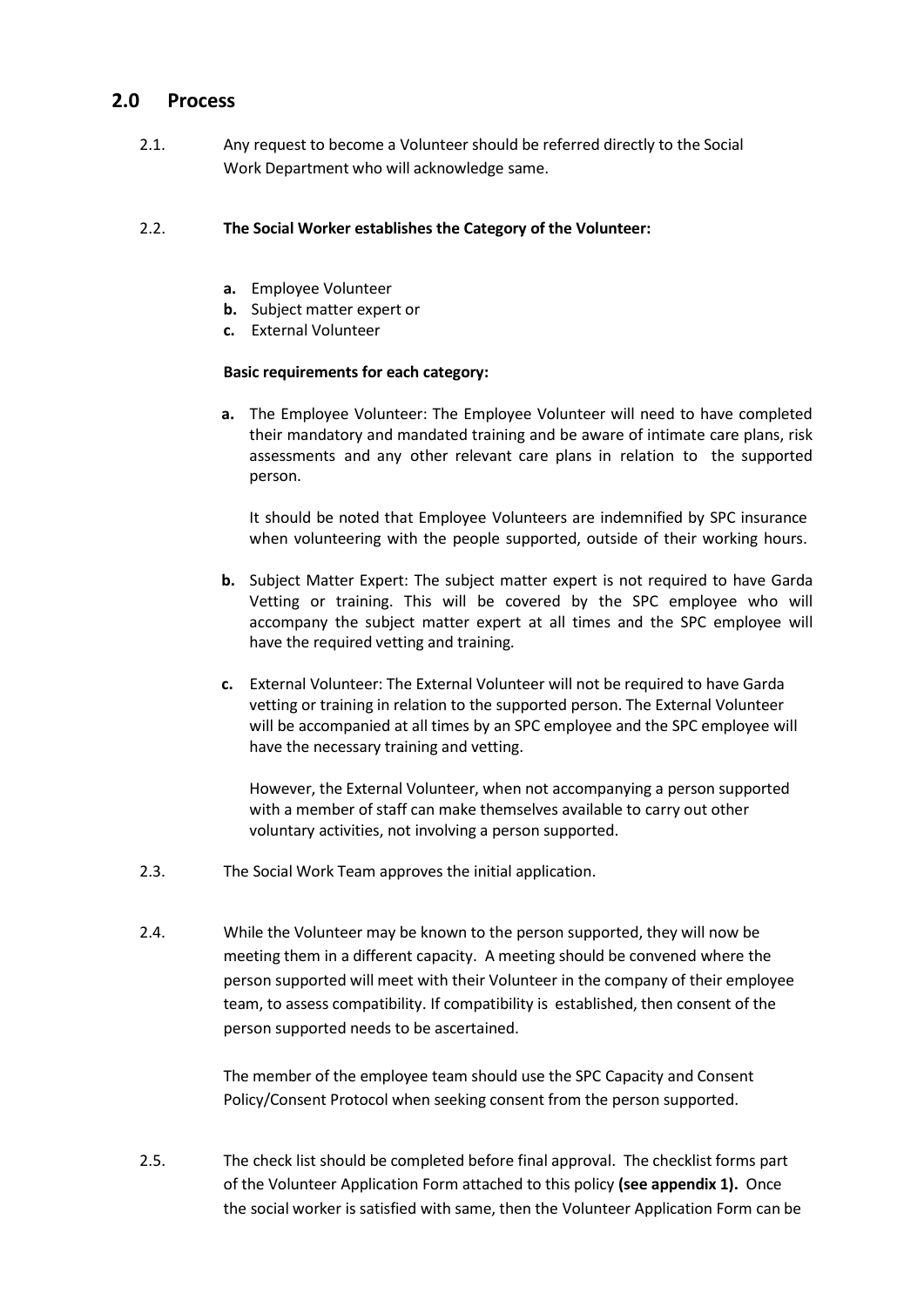## 2.0 Process

2.1. Any request to become a Volunteer should be referred directly to the Social Work Department who will acknowledge same.

2.2. **The Social Worker establishes the Category of the Volunteer:**

**a.** Employee Volunteer
**b.** Subject matter expert or
**c.** External Volunteer

**Basic requirements for each category:**

**a.** The Employee Volunteer: The Employee Volunteer will need to have completed their mandatory and mandated training and be aware of intimate care plans, risk assessments and any other relevant care plans in relation to the supported person.

It should be noted that Employee Volunteers are indemnified by SPC insurance when volunteering with the people supported, outside of their working hours.

**b.** Subject Matter Expert: The subject matter expert is not required to have Garda Vetting or training. This will be covered by the SPC employee who will accompany the subject matter expert at all times and the SPC employee will have the required vetting and training.

**c.** External Volunteer: The External Volunteer will not be required to have Garda vetting or training in relation to the supported person. The External Volunteer will be accompanied at all times by an SPC employee and the SPC employee will have the necessary training and vetting.

However, the External Volunteer, when not accompanying a person supported with a member of staff can make themselves available to carry out other voluntary activities, not involving a person supported.

2.3. The Social Work Team approves the initial application.

2.4. While the Volunteer may be known to the person supported, they will now be meeting them in a different capacity. A meeting should be convened where the person supported will meet with their Volunteer in the company of their employee team, to assess compatibility. If compatibility is established, then consent of the person supported needs to be ascertained.

The member of the employee team should use the SPC Capacity and Consent Policy/Consent Protocol when seeking consent from the person supported.

2.5. The check list should be completed before final approval. The checklist forms part of the Volunteer Application Form attached to this policy **(see appendix 1).** Once the social worker is satisfied with same, then the Volunteer Application Form can be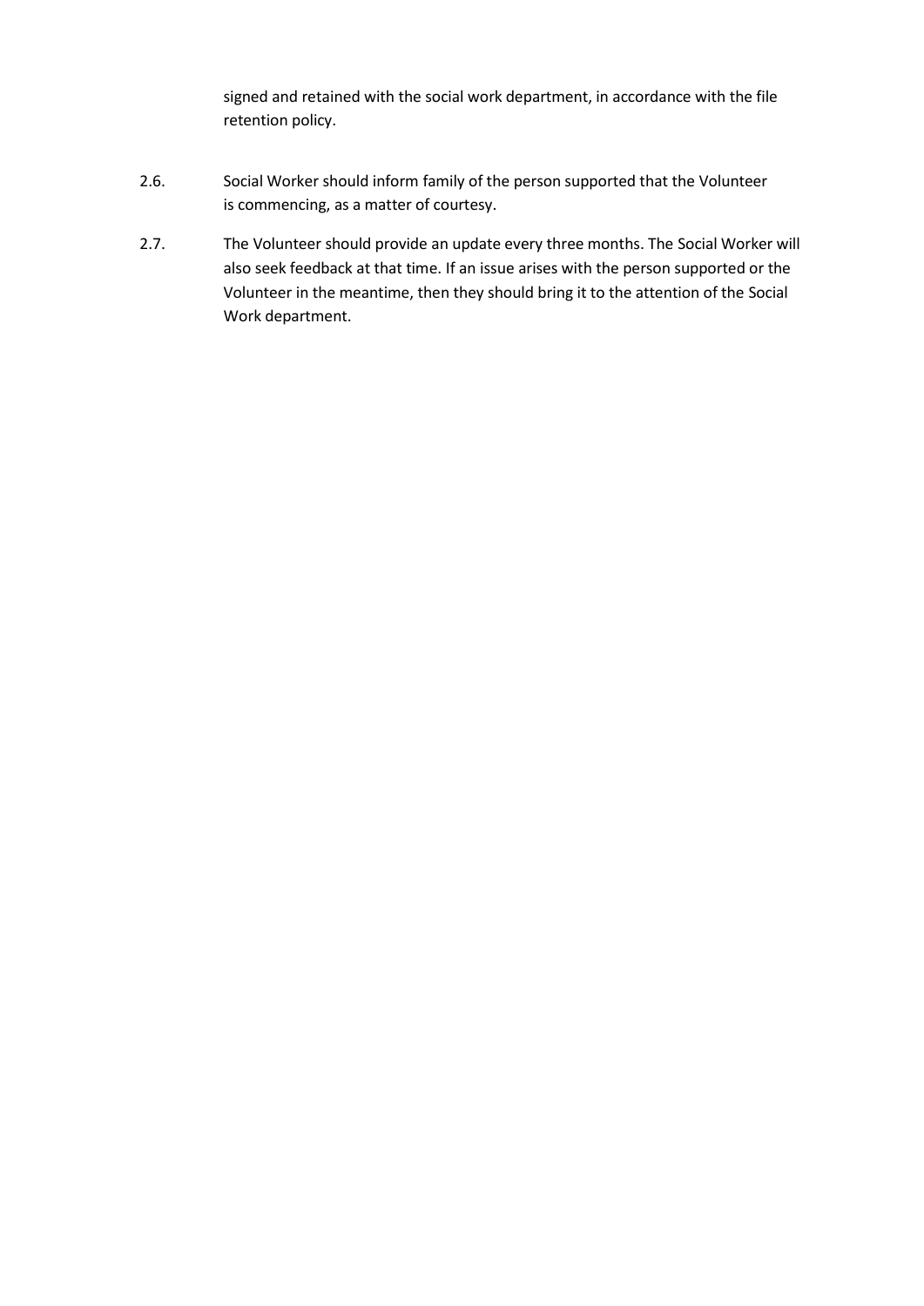signed and retained with the social work department, in accordance with the file retention policy.

2.6. Social Worker should inform family of the person supported that the Volunteer is commencing, as a matter of courtesy.

2.7. The Volunteer should provide an update every three months. The Social Worker will also seek feedback at that time. If an issue arises with the person supported or the Volunteer in the meantime, then they should bring it to the attention of the Social Work department.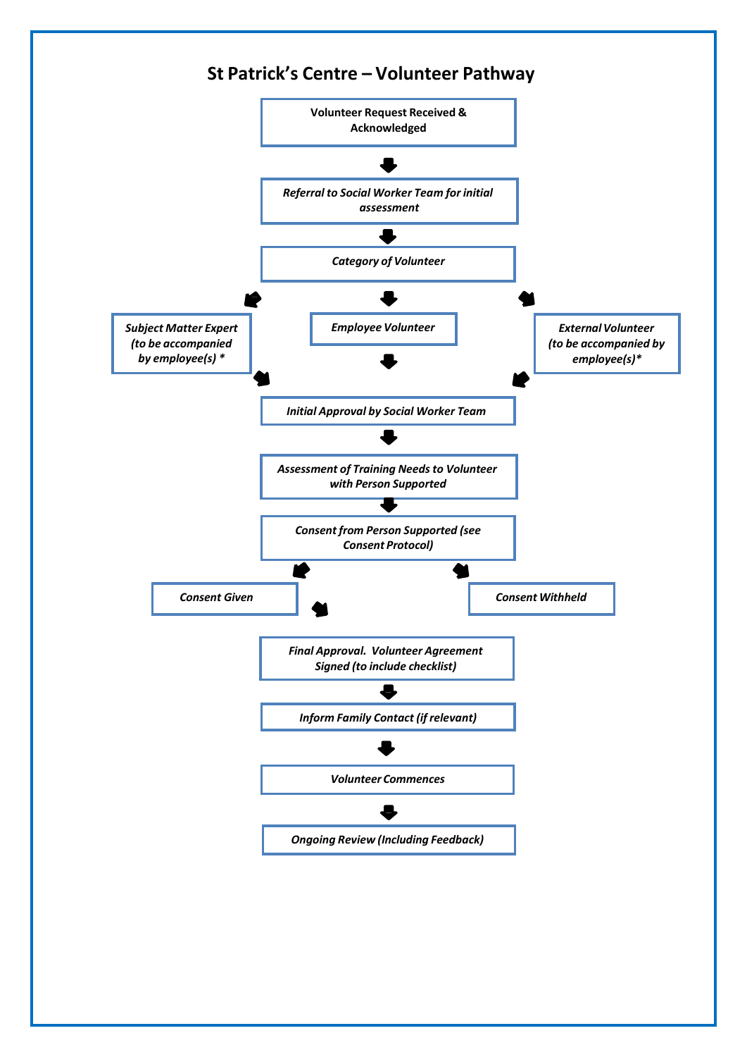# St Patrick's Centre – Volunteer Pathway

**Volunteer Request Received & Acknowledged**

↓

***Referral to Social Worker Team for initial assessment***

↓

***Category of Volunteer***

↓

- ***Subject Matter Expert (to be accompanied by employee(s) \****
- ***Employee Volunteer***
- ***External Volunteer (to be accompanied by employee(s)\****

↓

***Initial Approval by Social Worker Team***

↓

***Assessment of Training Needs to Volunteer with Person Supported***

↓

***Consent from Person Supported (see Consent Protocol)***

↓

- ***Consent Given***
- ***Consent Withheld***

↓ (Consent Given)

***Final Approval. Volunteer Agreement Signed (to include checklist)***

↓

***Inform Family Contact (if relevant)***

↓

***Volunteer Commences***

↓

***Ongoing Review (Including Feedback)***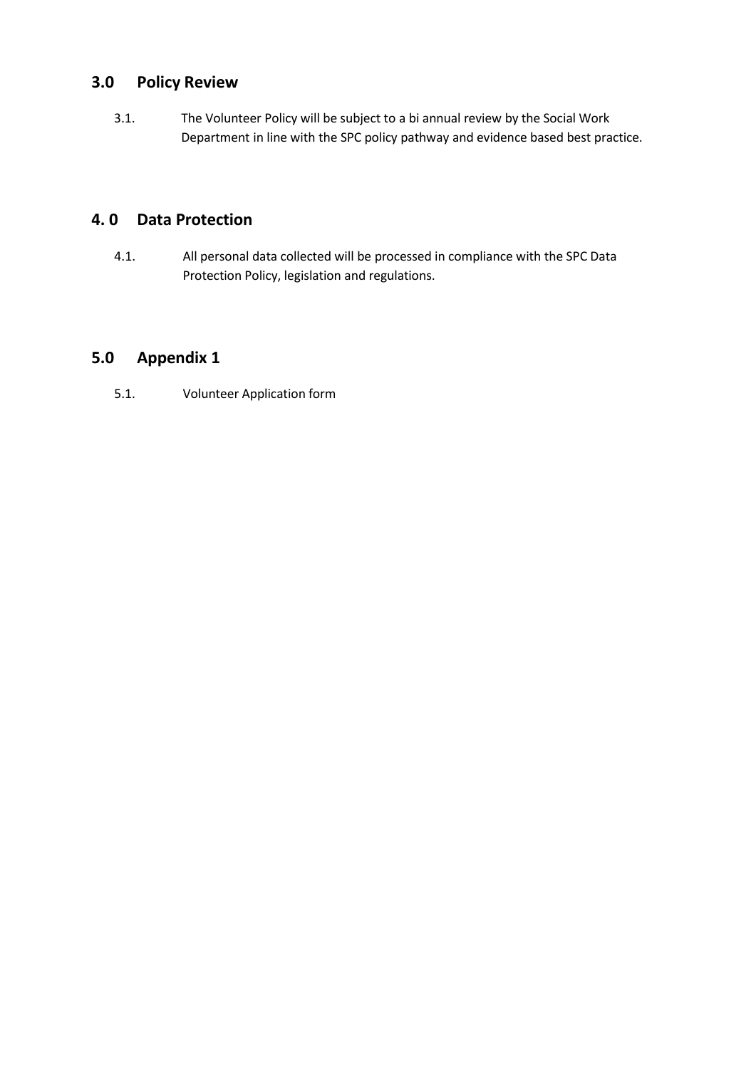## 3.0 Policy Review

3.1. The Volunteer Policy will be subject to a bi annual review by the Social Work Department in line with the SPC policy pathway and evidence based best practice.

## 4. 0 Data Protection

4.1. All personal data collected will be processed in compliance with the SPC Data Protection Policy, legislation and regulations.

## 5.0 Appendix 1

5.1. Volunteer Application form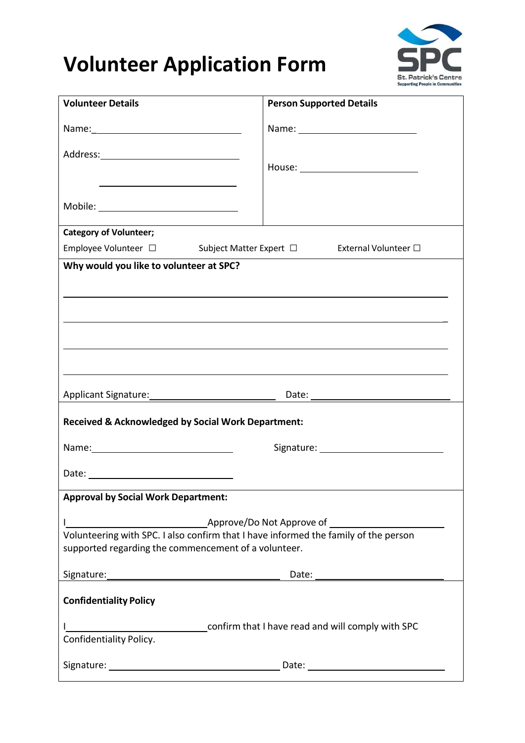# Volunteer Application Form

St. Patrick's Centre
Supporting People in Communities

| Volunteer Details | Person Supported Details |
|---|---|
| Name: ____________________ | Name: ____________________ |
| Address: ____________________<br>____________________ | House: ____________________ |
| Mobile: ____________________ | |

**Category of Volunteer;**

Employee Volunteer ☐ Subject Matter Expert ☐ External Volunteer ☐

**Why would you like to volunteer at SPC?**

________________________________________________________________

________________________________________________________________

________________________________________________________________

________________________________________________________________

Applicant Signature: ____________________ Date: ____________________

**Received & Acknowledged by Social Work Department:**

Name: ____________________ Signature: ____________________

Date: ____________________

**Approval by Social Work Department:**

I ____________________ Approve/Do Not Approve of ____________________ Volunteering with SPC. I also confirm that I have informed the family of the person supported regarding the commencement of a volunteer.

Signature: ____________________ Date: ____________________

**Confidentiality Policy**

I ____________________ confirm that I have read and will comply with SPC Confidentiality Policy.

Signature: ____________________ Date: ____________________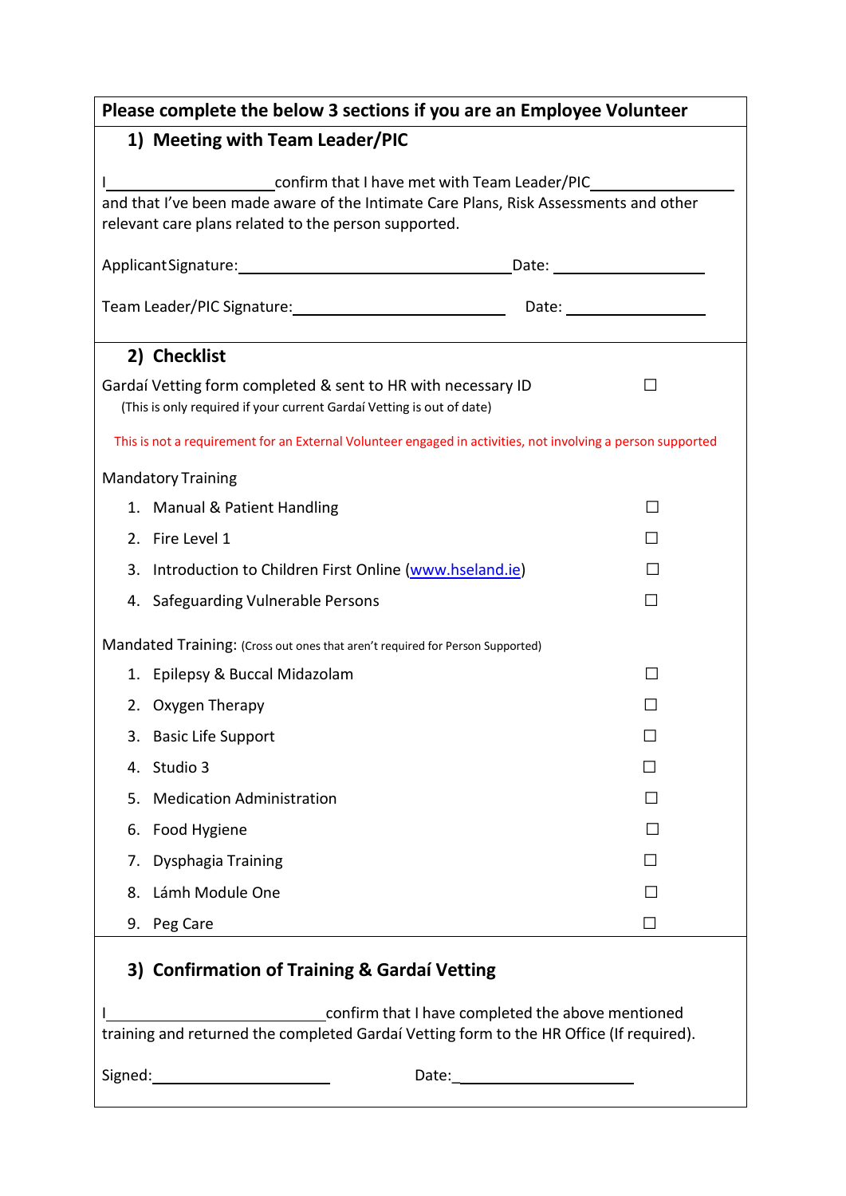**Please complete the below 3 sections if you are an Employee Volunteer**

## 1) Meeting with Team Leader/PIC

I____________________confirm that I have met with Team Leader/PIC________________ and that I've been made aware of the Intimate Care Plans, Risk Assessments and other relevant care plans related to the person supported.

Applicant Signature:________________________________Date: ________________

Team Leader/PIC Signature:_________________________ Date: ________________

## 2) Checklist

Gardaí Vetting form completed & sent to HR with necessary ID ☐
(This is only required if your current Gardaí Vetting is out of date)

This is not a requirement for an External Volunteer engaged in activities, not involving a person supported

Mandatory Training

1. Manual & Patient Handling ☐
2. Fire Level 1 ☐
3. Introduction to Children First Online (www.hseland.ie) ☐
4. Safeguarding Vulnerable Persons ☐

Mandated Training: (Cross out ones that aren't required for Person Supported)

1. Epilepsy & Buccal Midazolam ☐
2. Oxygen Therapy ☐
3. Basic Life Support ☐
4. Studio 3 ☐
5. Medication Administration ☐
6. Food Hygiene ☐
7. Dysphagia Training ☐
8. Lámh Module One ☐
9. Peg Care ☐

## 3) Confirmation of Training & Gardaí Vetting

I_________________________confirm that I have completed the above mentioned training and returned the completed Gardaí Vetting form to the HR Office (If required).

Signed:_____________________ Date:_____________________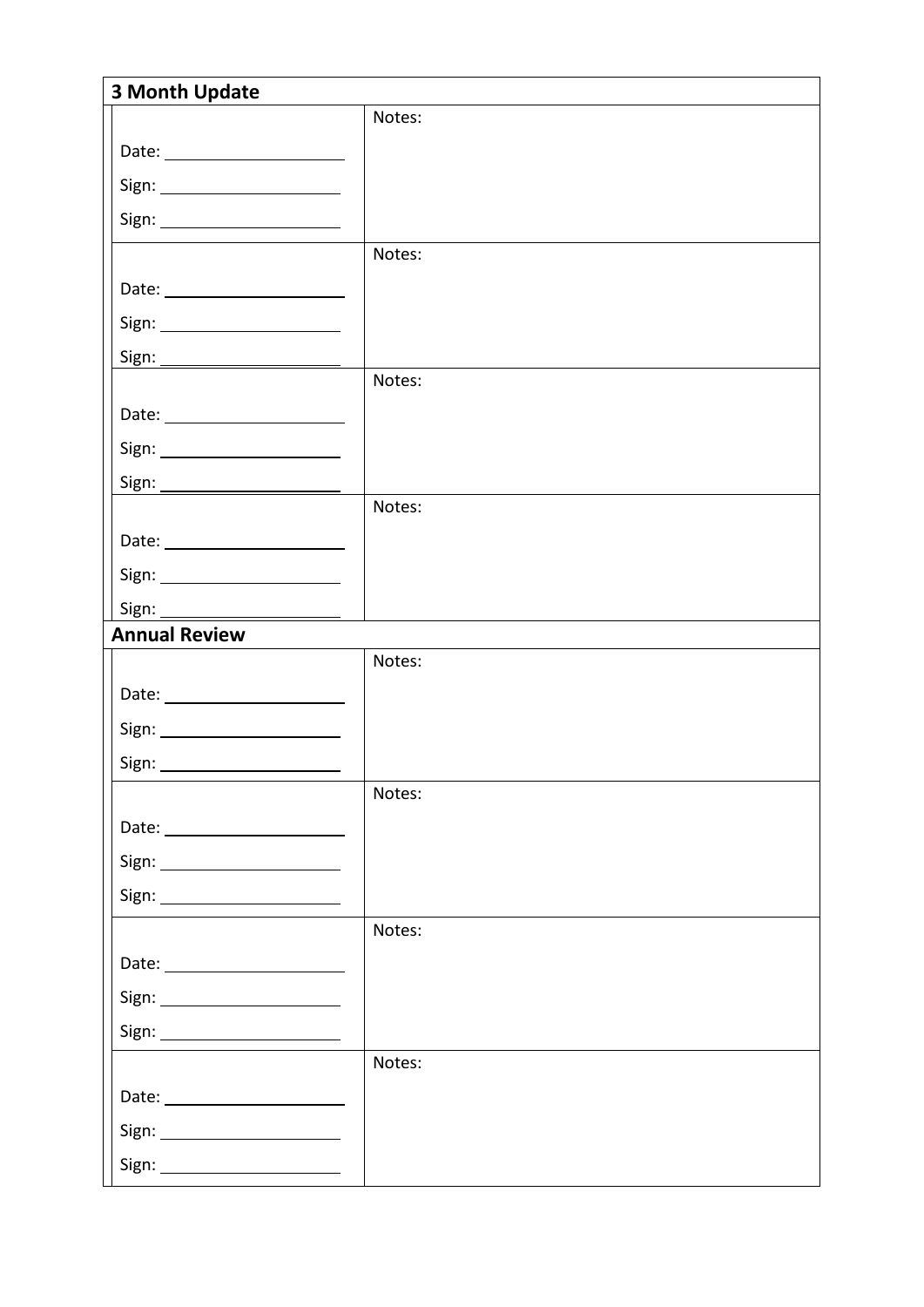| 3 Month Update | |
| --- | --- |
| Date: ____________________<br>Sign: ____________________<br>Sign: ____________________ | Notes: |
| Date: ____________________<br>Sign: ____________________<br>Sign: ____________________ | Notes: |
| Date: ____________________<br>Sign: ____________________<br>Sign: ____________________ | Notes: |
| Date: ____________________<br>Sign: ____________________<br>Sign: ____________________ | Notes: |
| **Annual Review** | |
| Date: ____________________<br>Sign: ____________________<br>Sign: ____________________ | Notes: |
| Date: ____________________<br>Sign: ____________________<br>Sign: ____________________ | Notes: |
| Date: ____________________<br>Sign: ____________________<br>Sign: ____________________ | Notes: |
| Date: ____________________<br>Sign: ____________________<br>Sign: ____________________ | Notes: |